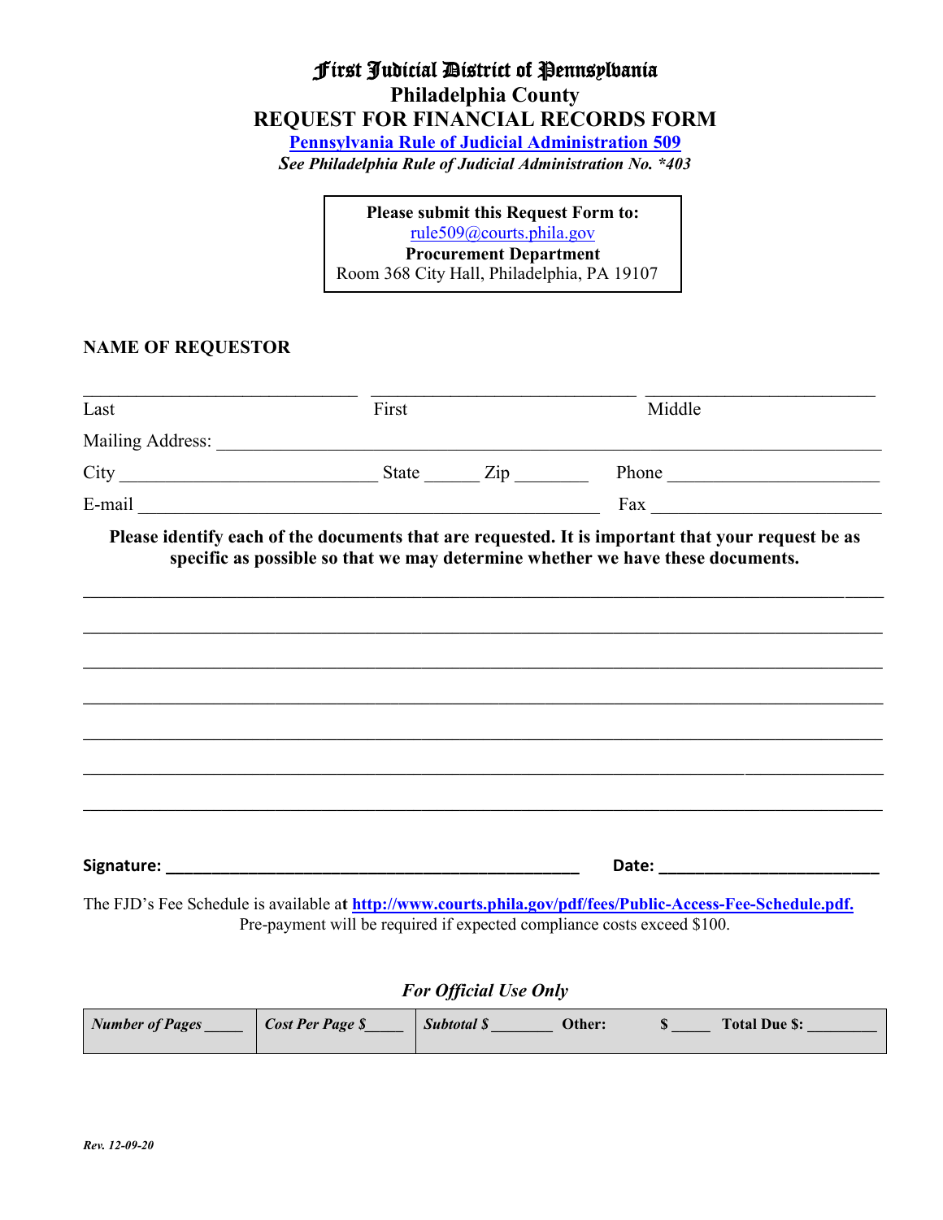# First Judicial District of Pennsylvania

## Philadelphia County

## REQUEST FOR FINANCIAL RECORDS FORM

**[Pennsylvania Rule of Judicial Administration 509]**

***See Philadelphia Rule of Judicial Administration No. *403***

**Please submit this Request Form to:**
rule509@courts.phila.gov
**Procurement Department**
Room 368 City Hall, Philadelphia, PA 19107

**NAME OF REQUESTOR**

______________________________ ______________________________ __________________________
Last First Middle

Mailing Address: ___________________________________________________________________________

City ____________________________ State ______ Zip ________ Phone ________________________

E-mail ___________________________________________________ Fax _________________________

**Please identify each of the documents that are requested. It is important that your request be as specific as possible so that we may determine whether we have these documents.**

_____________________________________________________________________________________

_____________________________________________________________________________________

_____________________________________________________________________________________

_____________________________________________________________________________________

_____________________________________________________________________________________

_____________________________________________________________________________________

_____________________________________________________________________________________

**Signature:** _______________________________________________ **Date:** _________________________

The FJD's Fee Schedule is available a**t http://www.courts.phila.gov/pdf/fees/Public-Access-Fee-Schedule.pdf.**
Pre-payment will be required if expected compliance costs exceed $100.

***For Official Use Only***

| ***Number of Pages*** _____ | ***Cost Per Page $*** _____ | ***Subtotal $*** _______ **Other: $** _____ **Total Due $:** ________ |
|---|---|---|

*Rev. 12-09-20*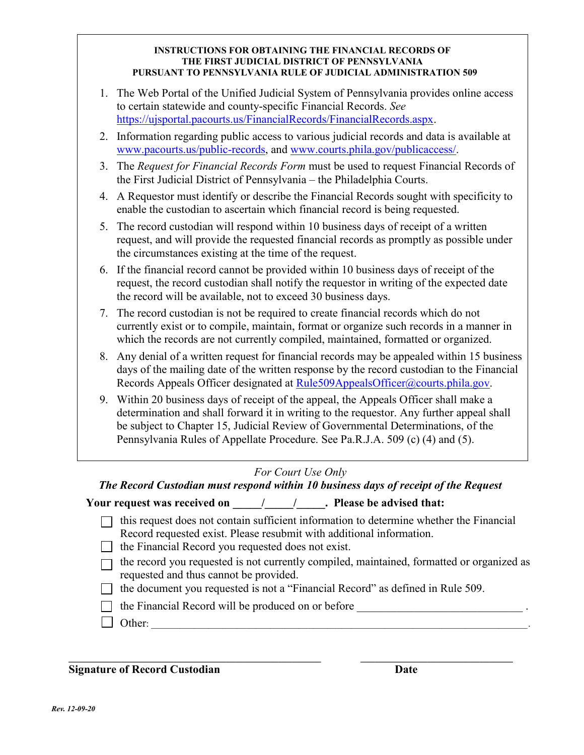**INSTRUCTIONS FOR OBTAINING THE FINANCIAL RECORDS OF THE FIRST JUDICIAL DISTRICT OF PENNSYLVANIA PURSUANT TO PENNSYLVANIA RULE OF JUDICIAL ADMINISTRATION 509**

1. The Web Portal of the Unified Judicial System of Pennsylvania provides online access to certain statewide and county-specific Financial Records. *See* https://ujsportal.pacourts.us/FinancialRecords/FinancialRecords.aspx.
2. Information regarding public access to various judicial records and data is available at www.pacourts.us/public-records, and www.courts.phila.gov/publicaccess/.
3. The *Request for Financial Records Form* must be used to request Financial Records of the First Judicial District of Pennsylvania – the Philadelphia Courts.
4. A Requestor must identify or describe the Financial Records sought with specificity to enable the custodian to ascertain which financial record is being requested.
5. The record custodian will respond within 10 business days of receipt of a written request, and will provide the requested financial records as promptly as possible under the circumstances existing at the time of the request.
6. If the financial record cannot be provided within 10 business days of receipt of the request, the record custodian shall notify the requestor in writing of the expected date the record will be available, not to exceed 30 business days.
7. The record custodian is not be required to create financial records which do not currently exist or to compile, maintain, format or organize such records in a manner in which the records are not currently compiled, maintained, formatted or organized.
8. Any denial of a written request for financial records may be appealed within 15 business days of the mailing date of the written response by the record custodian to the Financial Records Appeals Officer designated at Rule509AppealsOfficer@courts.phila.gov.
9. Within 20 business days of receipt of the appeal, the Appeals Officer shall make a determination and shall forward it in writing to the requestor. Any further appeal shall be subject to Chapter 15, Judicial Review of Governmental Determinations, of the Pennsylvania Rules of Appellate Procedure. See Pa.R.J.A. 509 (c) (4) and (5).

*For Court Use Only*

***The Record Custodian must respond within 10 business days of receipt of the Request***

**Your request was received on \_\_\_\_\_/\_\_\_\_\_/\_\_\_\_\_. Please be advised that:**

- ☐ this request does not contain sufficient information to determine whether the Financial Record requested exist. Please resubmit with additional information.
- ☐ the Financial Record you requested does not exist.
- ☐ the record you requested is not currently compiled, maintained, formatted or organized as requested and thus cannot be provided.
- ☐ the document you requested is not a "Financial Record" as defined in Rule 509.
- ☐ the Financial Record will be produced on or before \_\_\_\_\_\_\_\_\_\_\_\_\_\_\_\_\_\_\_\_\_\_\_\_\_\_\_\_\_\_ .
- ☐ Other: \_\_\_\_\_\_\_\_\_\_\_\_\_\_\_\_\_\_\_\_\_\_\_\_\_\_\_\_\_\_\_\_\_\_\_\_\_\_\_\_\_\_\_\_\_\_\_\_\_\_\_\_\_\_\_\_\_\_\_\_\_\_\_\_\_\_.

\_\_\_\_\_\_\_\_\_\_\_\_\_\_\_\_\_\_\_\_\_\_\_\_\_\_\_\_\_\_\_\_\_\_\_\_\_\_\_\_ \_\_\_\_\_\_\_\_\_\_\_\_\_\_\_\_\_\_\_\_\_\_\_\_\_\_\_\_

**Signature of Record Custodian** **Date**

*Rev. 12-09-20*